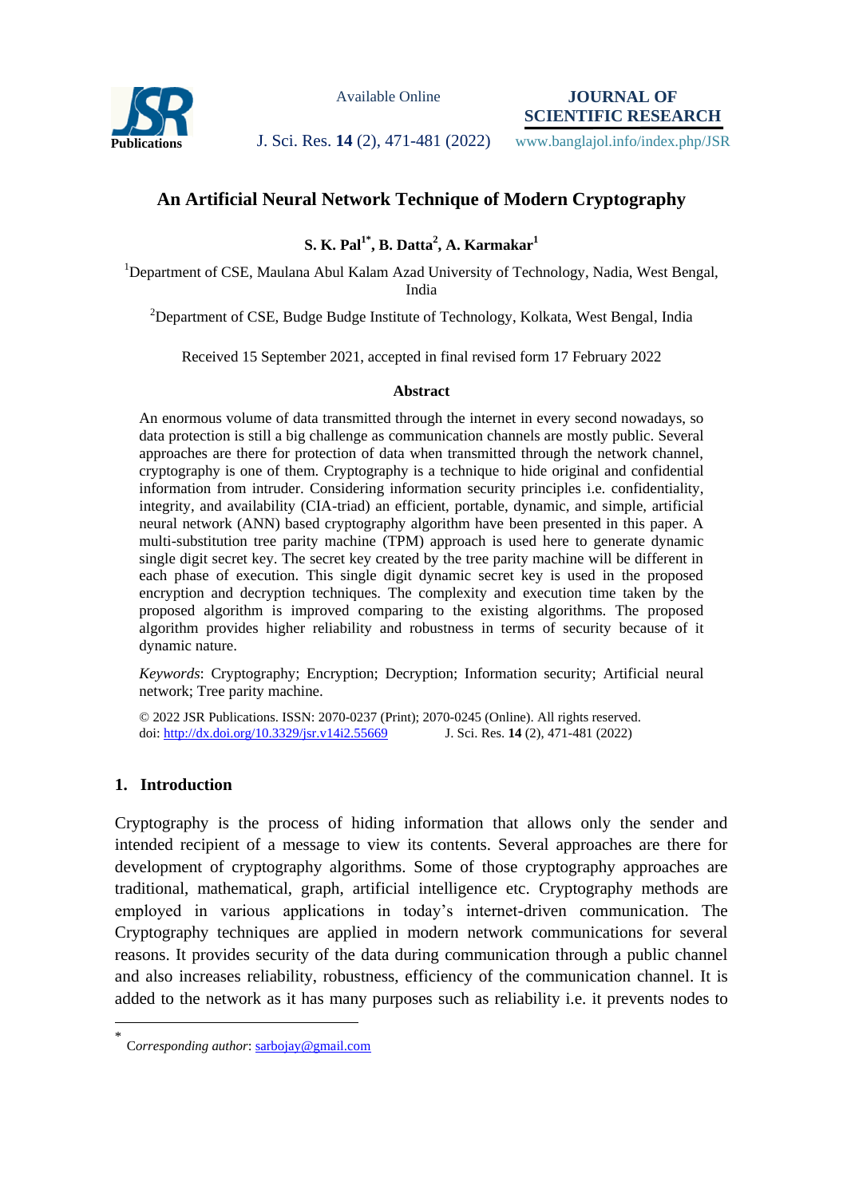# An Artificial Neural Network Technique of Modern Cryptography

**S. K. Pal[1*], B. Datta[2], A. Karmakar[1]**

[1]Department of CSE, Maulana Abul Kalam Azad University of Technology, Nadia, West Bengal, India

[2]Department of CSE, Budge Budge Institute of Technology, Kolkata, West Bengal, India

Received 15 September 2021, accepted in final revised form 17 February 2022

### Abstract

An enormous volume of data transmitted through the internet in every second nowadays, so data protection is still a big challenge as communication channels are mostly public. Several approaches are there for protection of data when transmitted through the network channel, cryptography is one of them. Cryptography is a technique to hide original and confidential information from intruder. Considering information security principles i.e. confidentiality, integrity, and availability (CIA-triad) an efficient, portable, dynamic, and simple, artificial neural network (ANN) based cryptography algorithm have been presented in this paper. A multi-substitution tree parity machine (TPM) approach is used here to generate dynamic single digit secret key. The secret key created by the tree parity machine will be different in each phase of execution. This single digit dynamic secret key is used in the proposed encryption and decryption techniques. The complexity and execution time taken by the proposed algorithm is improved comparing to the existing algorithms. The proposed algorithm provides higher reliability and robustness in terms of security because of it dynamic nature.

*Keywords*: Cryptography; Encryption; Decryption; Information security; Artificial neural network; Tree parity machine.

© 2022 JSR Publications. ISSN: 2070-0237 (Print); 2070-0245 (Online). All rights reserved.
doi: http://dx.doi.org/10.3329/jsr.v14i2.55669 J. Sci. Res. **14** (2), 471-481 (2022)

## 1. Introduction

Cryptography is the process of hiding information that allows only the sender and intended recipient of a message to view its contents. Several approaches are there for development of cryptography algorithms. Some of those cryptography approaches are traditional, mathematical, graph, artificial intelligence etc. Cryptography methods are employed in various applications in today's internet-driven communication. The Cryptography techniques are applied in modern network communications for several reasons. It provides security of the data during communication through a public channel and also increases reliability, robustness, efficiency of the communication channel. It is added to the network as it has many purposes such as reliability i.e. it prevents nodes to

---

[*] C*orresponding author*: sarbojay@gmail.com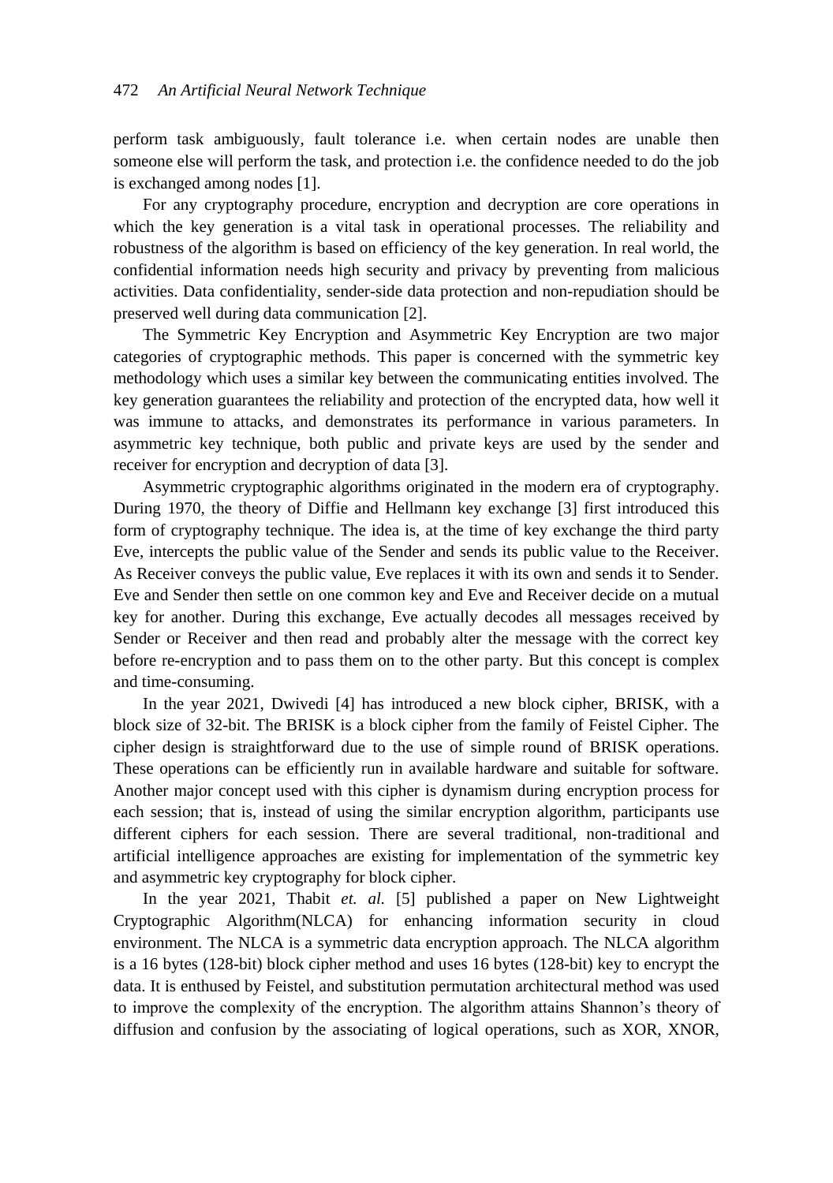perform task ambiguously, fault tolerance i.e. when certain nodes are unable then someone else will perform the task, and protection i.e. the confidence needed to do the job is exchanged among nodes [1].

For any cryptography procedure, encryption and decryption are core operations in which the key generation is a vital task in operational processes. The reliability and robustness of the algorithm is based on efficiency of the key generation. In real world, the confidential information needs high security and privacy by preventing from malicious activities. Data confidentiality, sender-side data protection and non-repudiation should be preserved well during data communication [2].

The Symmetric Key Encryption and Asymmetric Key Encryption are two major categories of cryptographic methods. This paper is concerned with the symmetric key methodology which uses a similar key between the communicating entities involved. The key generation guarantees the reliability and protection of the encrypted data, how well it was immune to attacks, and demonstrates its performance in various parameters. In asymmetric key technique, both public and private keys are used by the sender and receiver for encryption and decryption of data [3].

Asymmetric cryptographic algorithms originated in the modern era of cryptography. During 1970, the theory of Diffie and Hellmann key exchange [3] first introduced this form of cryptography technique. The idea is, at the time of key exchange the third party Eve, intercepts the public value of the Sender and sends its public value to the Receiver. As Receiver conveys the public value, Eve replaces it with its own and sends it to Sender. Eve and Sender then settle on one common key and Eve and Receiver decide on a mutual key for another. During this exchange, Eve actually decodes all messages received by Sender or Receiver and then read and probably alter the message with the correct key before re-encryption and to pass them on to the other party. But this concept is complex and time-consuming.

In the year 2021, Dwivedi [4] has introduced a new block cipher, BRISK, with a block size of 32-bit. The BRISK is a block cipher from the family of Feistel Cipher. The cipher design is straightforward due to the use of simple round of BRISK operations. These operations can be efficiently run in available hardware and suitable for software. Another major concept used with this cipher is dynamism during encryption process for each session; that is, instead of using the similar encryption algorithm, participants use different ciphers for each session. There are several traditional, non-traditional and artificial intelligence approaches are existing for implementation of the symmetric key and asymmetric key cryptography for block cipher.

In the year 2021, Thabit *et. al.* [5] published a paper on New Lightweight Cryptographic Algorithm(NLCA) for enhancing information security in cloud environment. The NLCA is a symmetric data encryption approach. The NLCA algorithm is a 16 bytes (128-bit) block cipher method and uses 16 bytes (128-bit) key to encrypt the data. It is enthused by Feistel, and substitution permutation architectural method was used to improve the complexity of the encryption. The algorithm attains Shannon's theory of diffusion and confusion by the associating of logical operations, such as XOR, XNOR,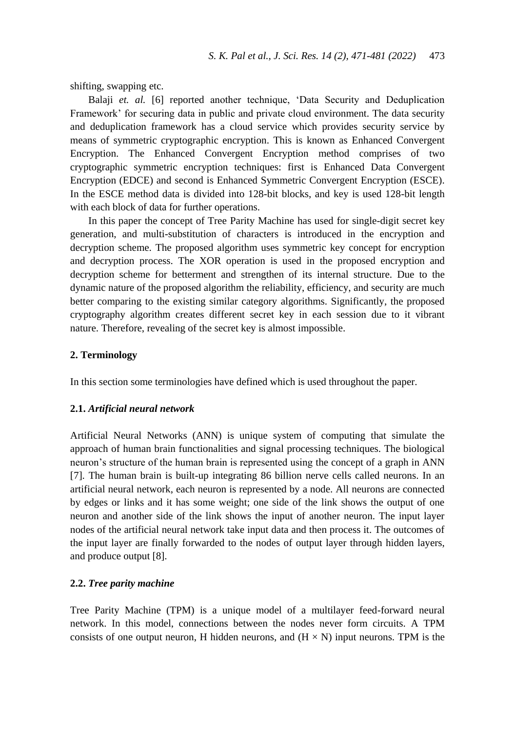shifting, swapping etc.

Balaji *et. al.* [6] reported another technique, 'Data Security and Deduplication Framework' for securing data in public and private cloud environment. The data security and deduplication framework has a cloud service which provides security service by means of symmetric cryptographic encryption. This is known as Enhanced Convergent Encryption. The Enhanced Convergent Encryption method comprises of two cryptographic symmetric encryption techniques: first is Enhanced Data Convergent Encryption (EDCE) and second is Enhanced Symmetric Convergent Encryption (ESCE). In the ESCE method data is divided into 128-bit blocks, and key is used 128-bit length with each block of data for further operations.

In this paper the concept of Tree Parity Machine has used for single-digit secret key generation, and multi-substitution of characters is introduced in the encryption and decryption scheme. The proposed algorithm uses symmetric key concept for encryption and decryption process. The XOR operation is used in the proposed encryption and decryption scheme for betterment and strengthen of its internal structure. Due to the dynamic nature of the proposed algorithm the reliability, efficiency, and security are much better comparing to the existing similar category algorithms. Significantly, the proposed cryptography algorithm creates different secret key in each session due to it vibrant nature. Therefore, revealing of the secret key is almost impossible.

## 2. Terminology

In this section some terminologies have defined which is used throughout the paper.

### 2.1. *Artificial neural network*

Artificial Neural Networks (ANN) is unique system of computing that simulate the approach of human brain functionalities and signal processing techniques. The biological neuron's structure of the human brain is represented using the concept of a graph in ANN [7]. The human brain is built-up integrating 86 billion nerve cells called neurons. In an artificial neural network, each neuron is represented by a node. All neurons are connected by edges or links and it has some weight; one side of the link shows the output of one neuron and another side of the link shows the input of another neuron. The input layer nodes of the artificial neural network take input data and then process it. The outcomes of the input layer are finally forwarded to the nodes of output layer through hidden layers, and produce output [8].

### 2.2. *Tree parity machine*

Tree Parity Machine (TPM) is a unique model of a multilayer feed-forward neural network. In this model, connections between the nodes never form circuits. A TPM consists of one output neuron, H hidden neurons, and $(H \times N)$ input neurons. TPM is the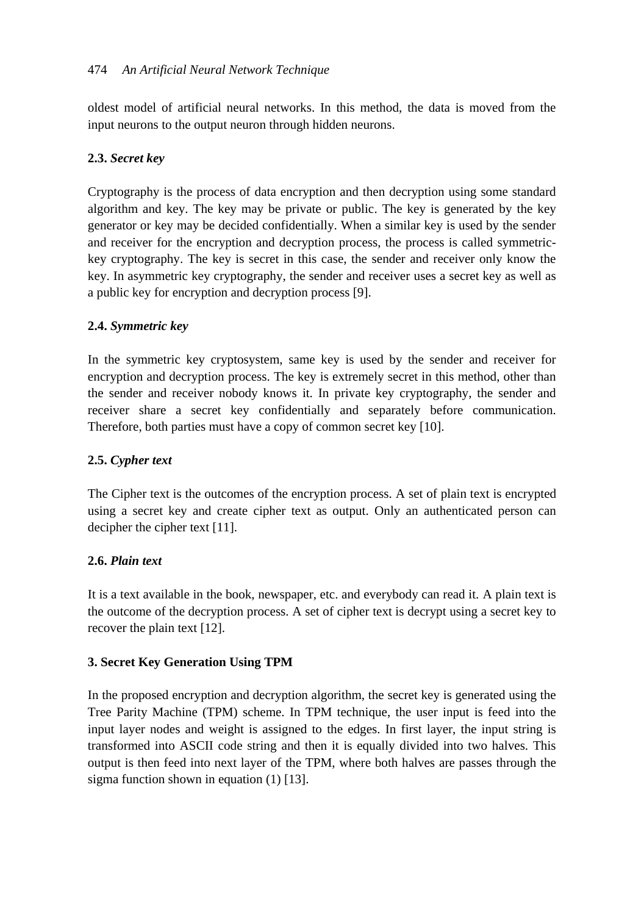oldest model of artificial neural networks. In this method, the data is moved from the input neurons to the output neuron through hidden neurons.

### 2.3. *Secret key*

Cryptography is the process of data encryption and then decryption using some standard algorithm and key. The key may be private or public. The key is generated by the key generator or key may be decided confidentially. When a similar key is used by the sender and receiver for the encryption and decryption process, the process is called symmetric-key cryptography. The key is secret in this case, the sender and receiver only know the key. In asymmetric key cryptography, the sender and receiver uses a secret key as well as a public key for encryption and decryption process [9].

### 2.4. *Symmetric key*

In the symmetric key cryptosystem, same key is used by the sender and receiver for encryption and decryption process. The key is extremely secret in this method, other than the sender and receiver nobody knows it. In private key cryptography, the sender and receiver share a secret key confidentially and separately before communication. Therefore, both parties must have a copy of common secret key [10].

### 2.5. *Cypher text*

The Cipher text is the outcomes of the encryption process. A set of plain text is encrypted using a secret key and create cipher text as output. Only an authenticated person can decipher the cipher text [11].

### 2.6. *Plain text*

It is a text available in the book, newspaper, etc. and everybody can read it. A plain text is the outcome of the decryption process. A set of cipher text is decrypt using a secret key to recover the plain text [12].

## 3. Secret Key Generation Using TPM

In the proposed encryption and decryption algorithm, the secret key is generated using the Tree Parity Machine (TPM) scheme. In TPM technique, the user input is feed into the input layer nodes and weight is assigned to the edges. In first layer, the input string is transformed into ASCII code string and then it is equally divided into two halves. This output is then feed into next layer of the TPM, where both halves are passes through the sigma function shown in equation (1) [13].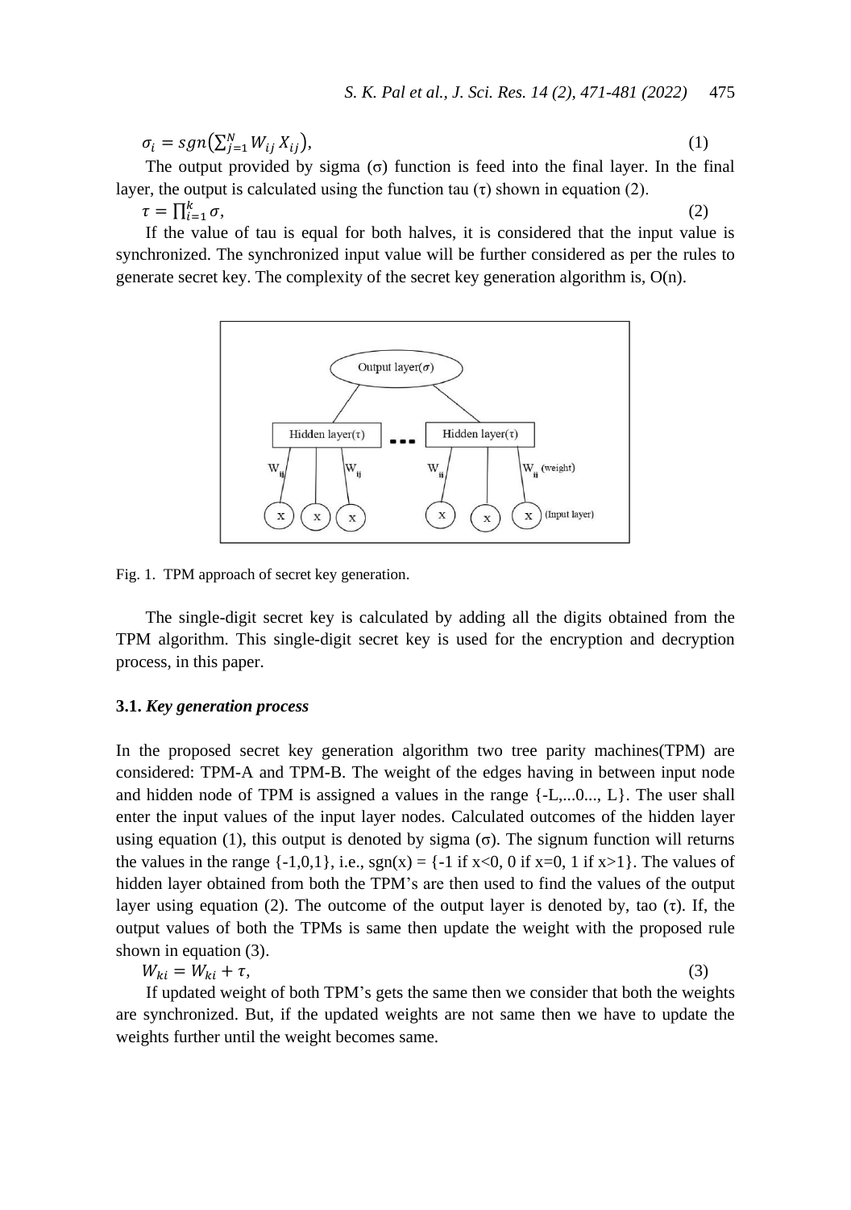$$\sigma_i = sgn\left(\sum_{j=1}^{N} W_{ij} X_{ij}\right), \tag{1}$$

The output provided by sigma (σ) function is feed into the final layer. In the final layer, the output is calculated using the function tau (τ) shown in equation (2).

$$\tau = \prod_{i=1}^{k} \sigma, \tag{2}$$

If the value of tau is equal for both halves, it is considered that the input value is synchronized. The synchronized input value will be further considered as per the rules to generate secret key. The complexity of the secret key generation algorithm is, O(n).

Fig. 1. TPM approach of secret key generation.

The single-digit secret key is calculated by adding all the digits obtained from the TPM algorithm. This single-digit secret key is used for the encryption and decryption process, in this paper.

### 3.1. *Key generation process*

In the proposed secret key generation algorithm two tree parity machines(TPM) are considered: TPM-A and TPM-B. The weight of the edges having in between input node and hidden node of TPM is assigned a values in the range {-L,...0..., L}. The user shall enter the input values of the input layer nodes. Calculated outcomes of the hidden layer using equation (1), this output is denoted by sigma (σ). The signum function will returns the values in the range {-1,0,1}, i.e., sgn(x) = {-1 if x<0, 0 if x=0, 1 if x>1}. The values of hidden layer obtained from both the TPM's are then used to find the values of the output layer using equation (2). The outcome of the output layer is denoted by, tao (τ). If, the output values of both the TPMs is same then update the weight with the proposed rule shown in equation (3).

$$W_{ki} = W_{ki} + \tau, \tag{3}$$

If updated weight of both TPM's gets the same then we consider that both the weights are synchronized. But, if the updated weights are not same then we have to update the weights further until the weight becomes same.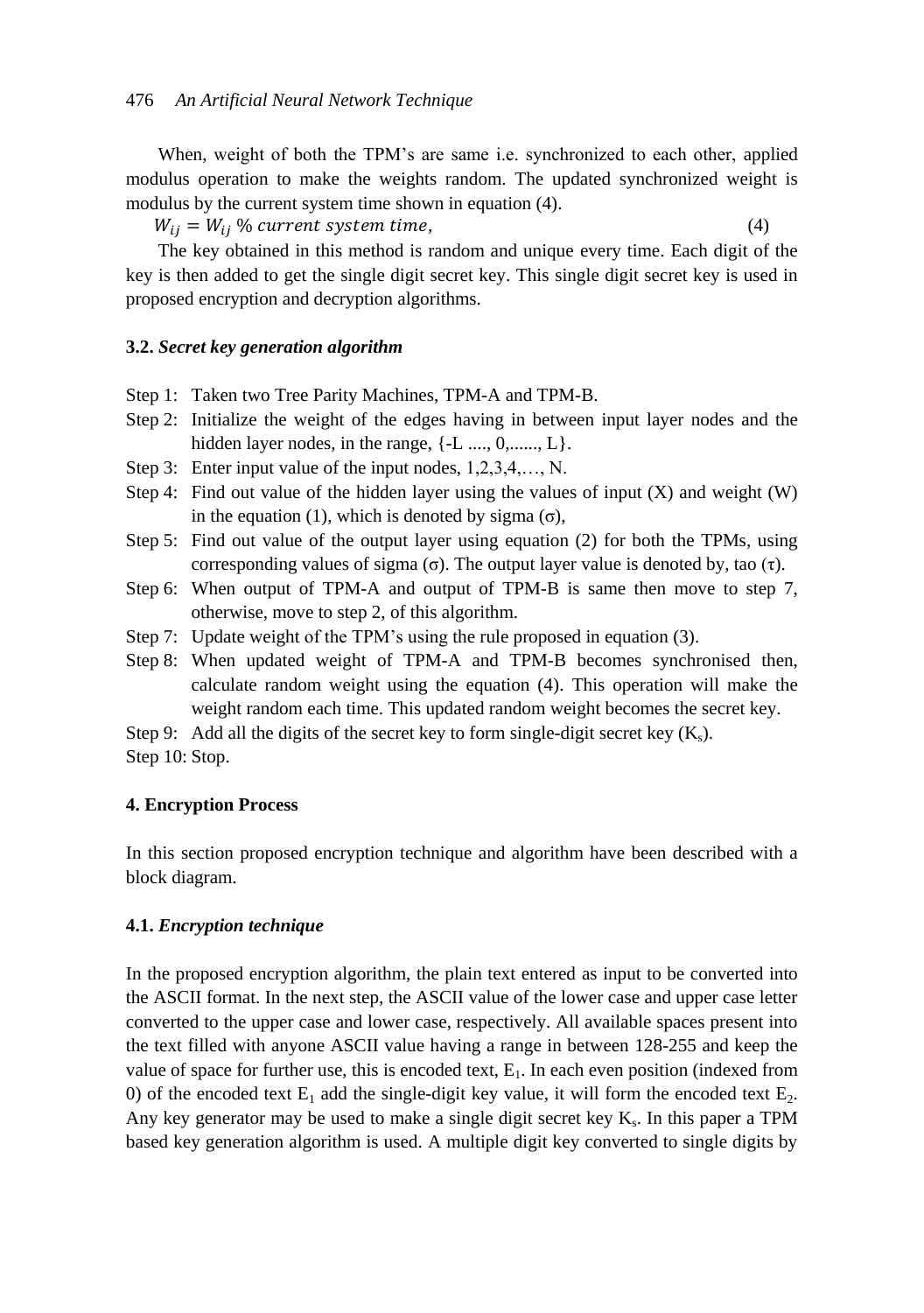When, weight of both the TPM's are same i.e. synchronized to each other, applied modulus operation to make the weights random. The updated synchronized weight is modulus by the current system time shown in equation (4).

$$W_{ij} = W_{ij} \; \% \; current\ system\ time, \tag{4}$$

The key obtained in this method is random and unique every time. Each digit of the key is then added to get the single digit secret key. This single digit secret key is used in proposed encryption and decryption algorithms.

### 3.2. *Secret key generation algorithm*

Step 1: Taken two Tree Parity Machines, TPM-A and TPM-B.

Step 2: Initialize the weight of the edges having in between input layer nodes and the hidden layer nodes, in the range, {-L ...., 0,......, L}.

Step 3: Enter input value of the input nodes, 1,2,3,4,…, N.

Step 4: Find out value of the hidden layer using the values of input (X) and weight (W) in the equation (1), which is denoted by sigma (σ),

Step 5: Find out value of the output layer using equation (2) for both the TPMs, using corresponding values of sigma (σ). The output layer value is denoted by, tao (τ).

Step 6: When output of TPM-A and output of TPM-B is same then move to step 7, otherwise, move to step 2, of this algorithm.

Step 7: Update weight of the TPM's using the rule proposed in equation (3).

Step 8: When updated weight of TPM-A and TPM-B becomes synchronised then, calculate random weight using the equation (4). This operation will make the weight random each time. This updated random weight becomes the secret key.

Step 9: Add all the digits of the secret key to form single-digit secret key ($K_s$).

Step 10: Stop.

## 4. Encryption Process

In this section proposed encryption technique and algorithm have been described with a block diagram.

### 4.1. *Encryption technique*

In the proposed encryption algorithm, the plain text entered as input to be converted into the ASCII format. In the next step, the ASCII value of the lower case and upper case letter converted to the upper case and lower case, respectively. All available spaces present into the text filled with anyone ASCII value having a range in between 128-255 and keep the value of space for further use, this is encoded text, $E_1$. In each even position (indexed from 0) of the encoded text $E_1$ add the single-digit key value, it will form the encoded text $E_2$. Any key generator may be used to make a single digit secret key $K_s$. In this paper a TPM based key generation algorithm is used. A multiple digit key converted to single digits by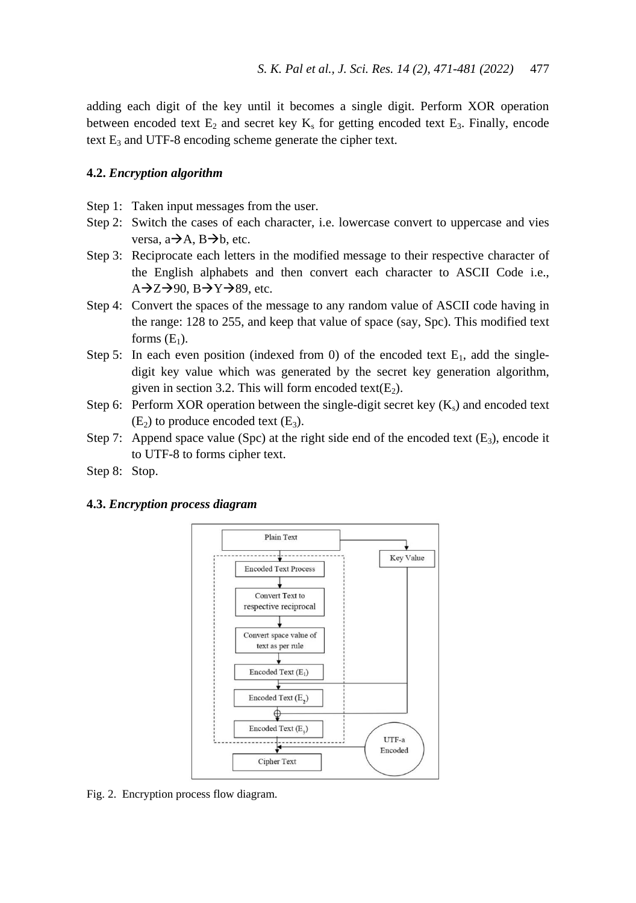adding each digit of the key until it becomes a single digit. Perform XOR operation between encoded text $E_2$ and secret key $K_s$ for getting encoded text $E_3$. Finally, encode text $E_3$ and UTF-8 encoding scheme generate the cipher text.

### 4.2. *Encryption algorithm*

Step 1: Taken input messages from the user.

Step 2: Switch the cases of each character, i.e. lowercase convert to uppercase and vies versa, a→A, B→b, etc.

Step 3: Reciprocate each letters in the modified message to their respective character of the English alphabets and then convert each character to ASCII Code i.e., A→Z→90, B→Y→89, etc.

Step 4: Convert the spaces of the message to any random value of ASCII code having in the range: 128 to 255, and keep that value of space (say, Spc). This modified text forms ($E_1$).

Step 5: In each even position (indexed from 0) of the encoded text $E_1$, add the single-digit key value which was generated by the secret key generation algorithm, given in section 3.2. This will form encoded text($E_2$).

Step 6: Perform XOR operation between the single-digit secret key ($K_s$) and encoded text ($E_2$) to produce encoded text ($E_3$).

Step 7: Append space value (Spc) at the right side end of the encoded text ($E_3$), encode it to UTF-8 to forms cipher text.

Step 8: Stop.

### 4.3. *Encryption process diagram*

Fig. 2. Encryption process flow diagram.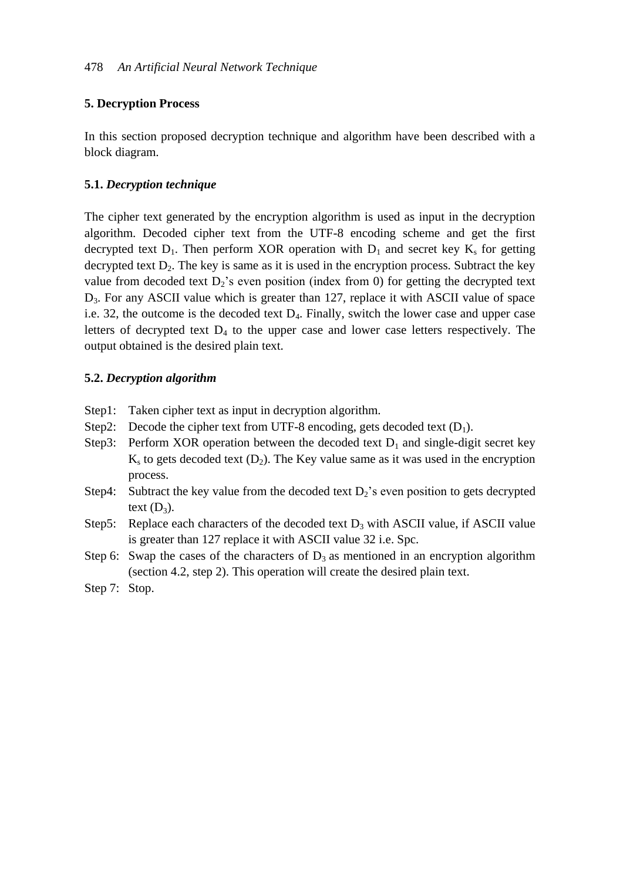## 5. Decryption Process

In this section proposed decryption technique and algorithm have been described with a block diagram.

### 5.1. *Decryption technique*

The cipher text generated by the encryption algorithm is used as input in the decryption algorithm. Decoded cipher text from the UTF-8 encoding scheme and get the first decrypted text $D_1$. Then perform XOR operation with $D_1$ and secret key $K_s$ for getting decrypted text $D_2$. The key is same as it is used in the encryption process. Subtract the key value from decoded text $D_2$'s even position (index from 0) for getting the decrypted text $D_3$. For any ASCII value which is greater than 127, replace it with ASCII value of space i.e. 32, the outcome is the decoded text $D_4$. Finally, switch the lower case and upper case letters of decrypted text $D_4$ to the upper case and lower case letters respectively. The output obtained is the desired plain text.

### 5.2. *Decryption algorithm*

- Step1: Taken cipher text as input in decryption algorithm.
- Step2: Decode the cipher text from UTF-8 encoding, gets decoded text ($D_1$).
- Step3: Perform XOR operation between the decoded text $D_1$ and single-digit secret key $K_s$ to gets decoded text ($D_2$). The Key value same as it was used in the encryption process.
- Step4: Subtract the key value from the decoded text $D_2$'s even position to gets decrypted text ($D_3$).
- Step5: Replace each characters of the decoded text $D_3$ with ASCII value, if ASCII value is greater than 127 replace it with ASCII value 32 i.e. Spc.
- Step 6: Swap the cases of the characters of $D_3$ as mentioned in an encryption algorithm (section 4.2, step 2). This operation will create the desired plain text.
- Step 7: Stop.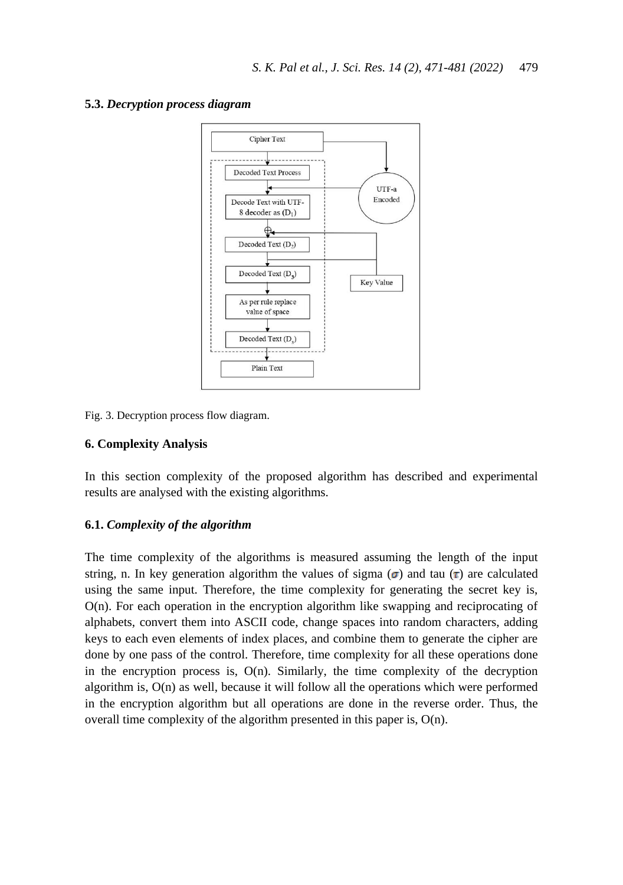### 5.3. *Decryption process diagram*

Fig. 3. Decryption process flow diagram.

## 6. Complexity Analysis

In this section complexity of the proposed algorithm has described and experimental results are analysed with the existing algorithms.

### 6.1. *Complexity of the algorithm*

The time complexity of the algorithms is measured assuming the length of the input string, n. In key generation algorithm the values of sigma ($\sigma$) and tau ($\tau$) are calculated using the same input. Therefore, the time complexity for generating the secret key is, O(n). For each operation in the encryption algorithm like swapping and reciprocating of alphabets, convert them into ASCII code, change spaces into random characters, adding keys to each even elements of index places, and combine them to generate the cipher are done by one pass of the control. Therefore, time complexity for all these operations done in the encryption process is, O(n). Similarly, the time complexity of the decryption algorithm is, O(n) as well, because it will follow all the operations which were performed in the encryption algorithm but all operations are done in the reverse order. Thus, the overall time complexity of the algorithm presented in this paper is, O(n).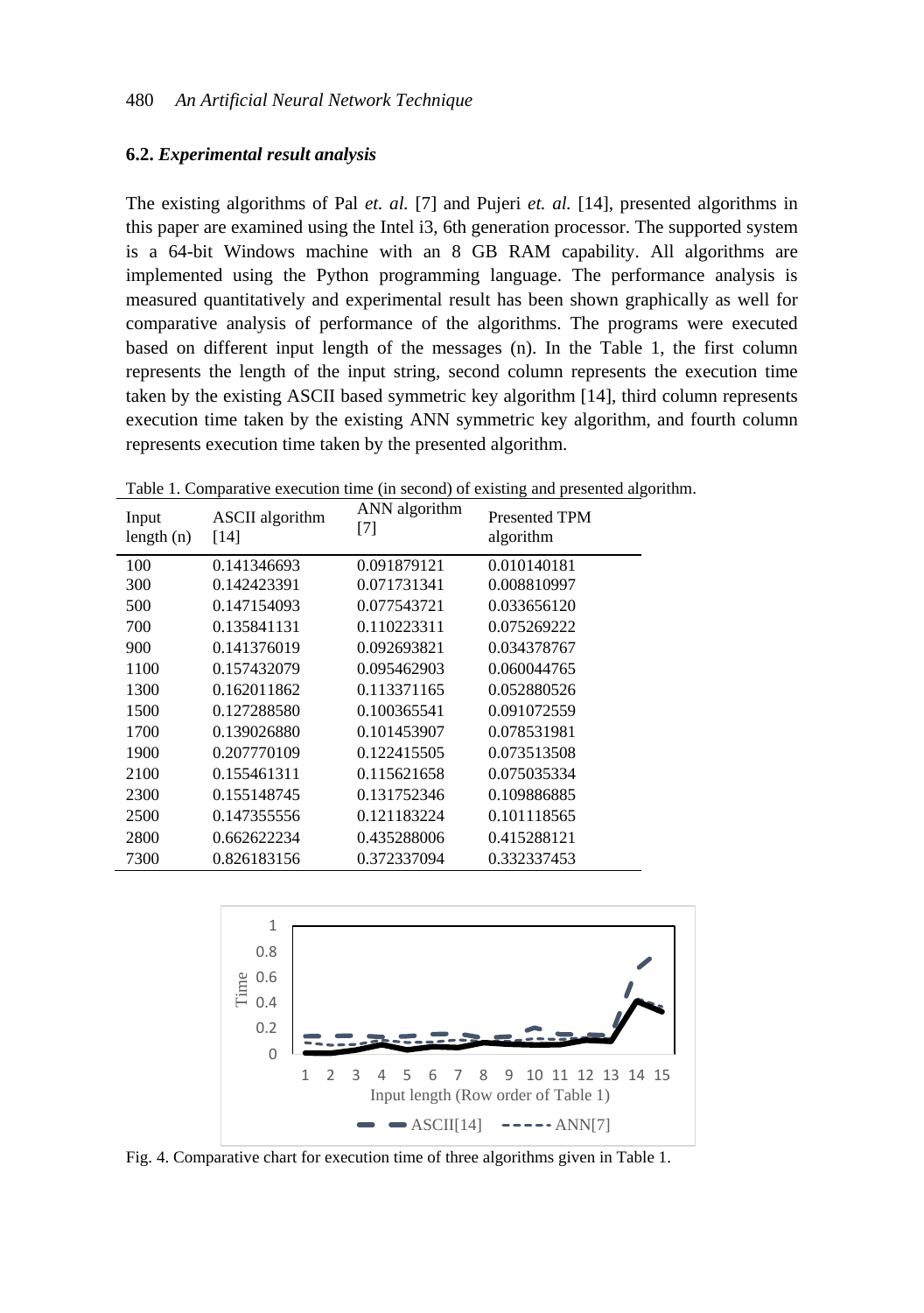### 6.2. *Experimental result analysis*

The existing algorithms of Pal *et. al.* [7] and Pujeri *et. al.* [14], presented algorithms in this paper are examined using the Intel i3, 6th generation processor. The supported system is a 64-bit Windows machine with an 8 GB RAM capability. All algorithms are implemented using the Python programming language. The performance analysis is measured quantitatively and experimental result has been shown graphically as well for comparative analysis of performance of the algorithms. The programs were executed based on different input length of the messages (n). In the Table 1, the first column represents the length of the input string, second column represents the execution time taken by the existing ASCII based symmetric key algorithm [14], third column represents execution time taken by the existing ANN symmetric key algorithm, and fourth column represents execution time taken by the presented algorithm.

Table 1. Comparative execution time (in second) of existing and presented algorithm.

| Input length (n) | ASCII algorithm [14] | ANN algorithm [7] | Presented TPM algorithm |
|---|---|---|---|
| 100 | 0.141346693 | 0.091879121 | 0.010140181 |
| 300 | 0.142423391 | 0.071731341 | 0.008810997 |
| 500 | 0.147154093 | 0.077543721 | 0.033656120 |
| 700 | 0.135841131 | 0.110223311 | 0.075269222 |
| 900 | 0.141376019 | 0.092693821 | 0.034378767 |
| 1100 | 0.157432079 | 0.095462903 | 0.060044765 |
| 1300 | 0.162011862 | 0.113371165 | 0.052880526 |
| 1500 | 0.127288580 | 0.100365541 | 0.091072559 |
| 1700 | 0.139026880 | 0.101453907 | 0.078531981 |
| 1900 | 0.207770109 | 0.122415505 | 0.073513508 |
| 2100 | 0.155461311 | 0.115621658 | 0.075035334 |
| 2300 | 0.155148745 | 0.131752346 | 0.109886885 |
| 2500 | 0.147355556 | 0.121183224 | 0.101118565 |
| 2800 | 0.662622234 | 0.435288006 | 0.415288121 |
| 7300 | 0.826183156 | 0.372337094 | 0.332337453 |

Fig. 4. Comparative chart for execution time of three algorithms given in Table 1.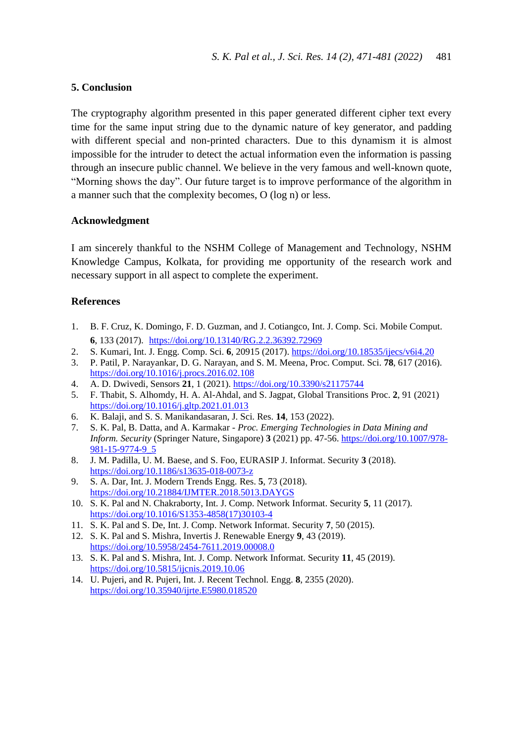## 5. Conclusion

The cryptography algorithm presented in this paper generated different cipher text every time for the same input string due to the dynamic nature of key generator, and padding with different special and non-printed characters. Due to this dynamism it is almost impossible for the intruder to detect the actual information even the information is passing through an insecure public channel. We believe in the very famous and well-known quote, "Morning shows the day". Our future target is to improve performance of the algorithm in a manner such that the complexity becomes, O (log n) or less.

## Acknowledgment

I am sincerely thankful to the NSHM College of Management and Technology, NSHM Knowledge Campus, Kolkata, for providing me opportunity of the research work and necessary support in all aspect to complete the experiment.

## References

1. B. F. Cruz, K. Domingo, F. D. Guzman, and J. Cotiangco, Int. J. Comp. Sci. Mobile Comput. **6**, 133 (2017). https://doi.org/10.13140/RG.2.2.36392.72969
2. S. Kumari, Int. J. Engg. Comp. Sci. **6**, 20915 (2017). https://doi.org/10.18535/ijecs/v6i4.20
3. P. Patil, P. Narayankar, D. G. Narayan, and S. M. Meena, Proc. Comput. Sci. **78**, 617 (2016). https://doi.org/10.1016/j.procs.2016.02.108
4. A. D. Dwivedi, Sensors **21**, 1 (2021). https://doi.org/10.3390/s21175744
5. F. Thabit, S. Alhomdy, H. A. Al-Ahdal, and S. Jagpat, Global Transitions Proc. **2**, 91 (2021) https://doi.org/10.1016/j.gltp.2021.01.013
6. K. Balaji, and S. S. Manikandasaran, J. Sci. Res. **14**, 153 (2022).
7. S. K. Pal, B. Datta, and A. Karmakar - *Proc. Emerging Technologies in Data Mining and Inform. Security* (Springer Nature, Singapore) **3** (2021) pp. 47-56. https://doi.org/10.1007/978-981-15-9774-9_5
8. J. M. Padilla, U. M. Baese, and S. Foo, EURASIP J. Informat. Security **3** (2018). https://doi.org/10.1186/s13635-018-0073-z
9. S. A. Dar, Int. J. Modern Trends Engg. Res. **5**, 73 (2018). https://doi.org/10.21884/IJMTER.2018.5013.DAYGS
10. S. K. Pal and N. Chakraborty, Int. J. Comp. Network Informat. Security **5**, 11 (2017). https://doi.org/10.1016/S1353-4858(17)30103-4
11. S. K. Pal and S. De, Int. J. Comp. Network Informat. Security **7**, 50 (2015).
12. S. K. Pal and S. Mishra, Invertis J. Renewable Energy **9**, 43 (2019). https://doi.org/10.5958/2454-7611.2019.00008.0
13. S. K. Pal and S. Mishra, Int. J. Comp. Network Informat. Security **11**, 45 (2019). https://doi.org/10.5815/ijcnis.2019.10.06
14. U. Pujeri, and R. Pujeri, Int. J. Recent Technol. Engg. **8**, 2355 (2020). https://doi.org/10.35940/ijrte.E5980.018520